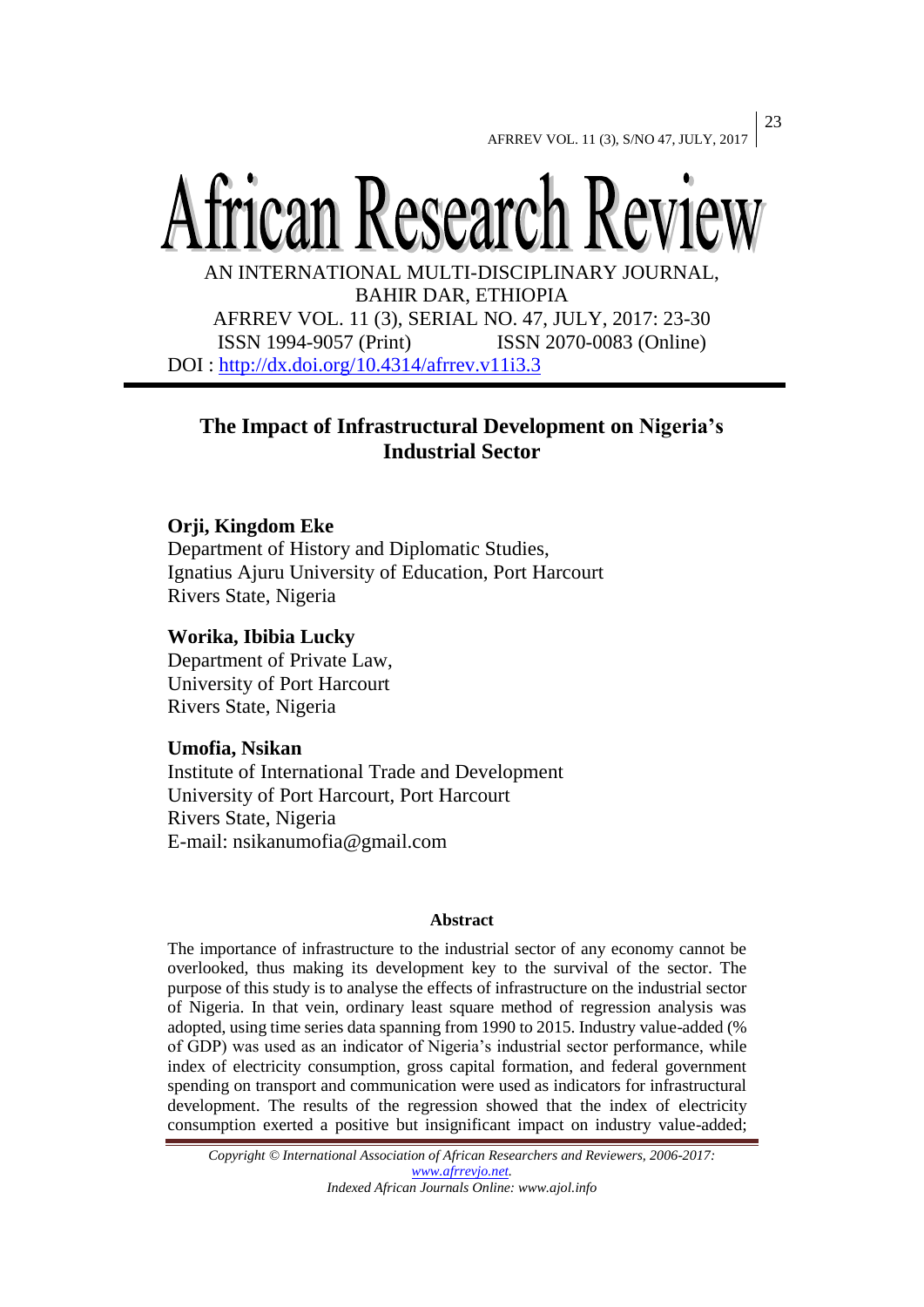# African Research Review

AN INTERNATIONAL MULTI-DISCIPLINARY JOURNAL,
BAHIR DAR, ETHIOPIA

AFRREV VOL. 11 (3), SERIAL NO. 47, JULY, 2017: 23-30

ISSN 1994-9057 (Print) ISSN 2070-0083 (Online)

DOI : http://dx.doi.org/10.4314/afrrev.v11i3.3

## The Impact of Infrastructural Development on Nigeria's Industrial Sector

**Orji, Kingdom Eke**
Department of History and Diplomatic Studies,
Ignatius Ajuru University of Education, Port Harcourt
Rivers State, Nigeria

**Worika, Ibibia Lucky**
Department of Private Law,
University of Port Harcourt
Rivers State, Nigeria

**Umofia, Nsikan**
Institute of International Trade and Development
University of Port Harcourt, Port Harcourt
Rivers State, Nigeria
E-mail: nsikanumofia@gmail.com

### Abstract

The importance of infrastructure to the industrial sector of any economy cannot be overlooked, thus making its development key to the survival of the sector. The purpose of this study is to analyse the effects of infrastructure on the industrial sector of Nigeria. In that vein, ordinary least square method of regression analysis was adopted, using time series data spanning from 1990 to 2015. Industry value-added (% of GDP) was used as an indicator of Nigeria's industrial sector performance, while index of electricity consumption, gross capital formation, and federal government spending on transport and communication were used as indicators for infrastructural development. The results of the regression showed that the index of electricity consumption exerted a positive but insignificant impact on industry value-added;

*Copyright © International Association of African Researchers and Reviewers, 2006-2017: www.afrrevjo.net. Indexed African Journals Online: www.ajol.info*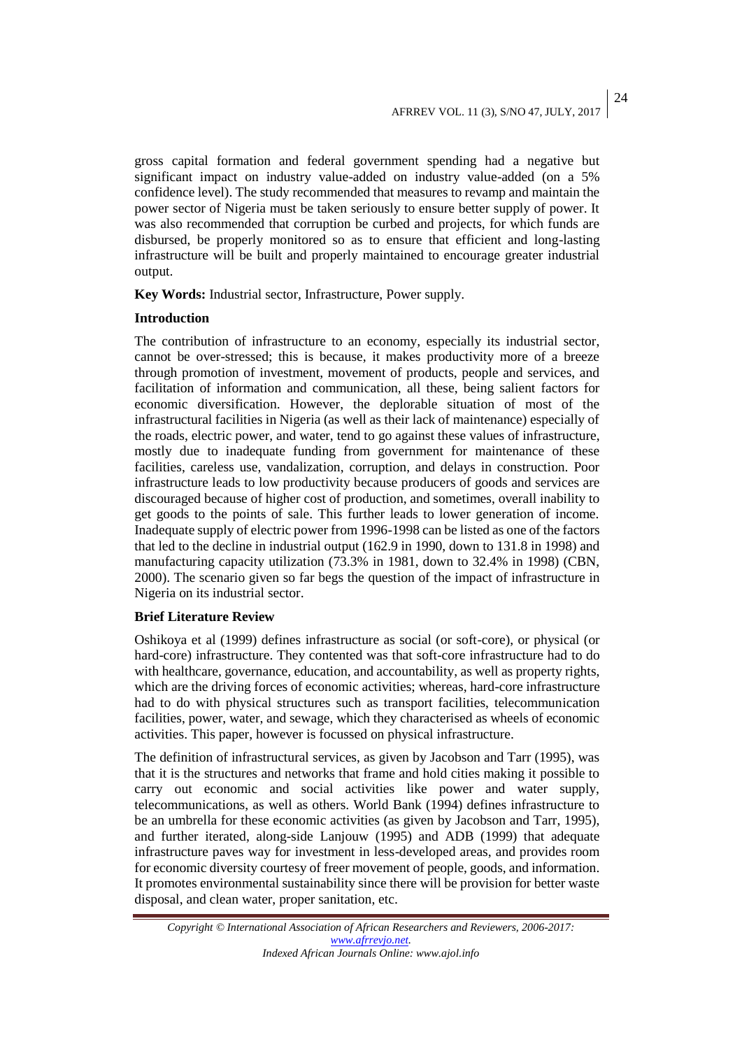gross capital formation and federal government spending had a negative but significant impact on industry value-added on industry value-added (on a 5% confidence level). The study recommended that measures to revamp and maintain the power sector of Nigeria must be taken seriously to ensure better supply of power. It was also recommended that corruption be curbed and projects, for which funds are disbursed, be properly monitored so as to ensure that efficient and long-lasting infrastructure will be built and properly maintained to encourage greater industrial output.

**Key Words:** Industrial sector, Infrastructure, Power supply.

## Introduction

The contribution of infrastructure to an economy, especially its industrial sector, cannot be over-stressed; this is because, it makes productivity more of a breeze through promotion of investment, movement of products, people and services, and facilitation of information and communication, all these, being salient factors for economic diversification. However, the deplorable situation of most of the infrastructural facilities in Nigeria (as well as their lack of maintenance) especially of the roads, electric power, and water, tend to go against these values of infrastructure, mostly due to inadequate funding from government for maintenance of these facilities, careless use, vandalization, corruption, and delays in construction. Poor infrastructure leads to low productivity because producers of goods and services are discouraged because of higher cost of production, and sometimes, overall inability to get goods to the points of sale. This further leads to lower generation of income. Inadequate supply of electric power from 1996-1998 can be listed as one of the factors that led to the decline in industrial output (162.9 in 1990, down to 131.8 in 1998) and manufacturing capacity utilization (73.3% in 1981, down to 32.4% in 1998) (CBN, 2000). The scenario given so far begs the question of the impact of infrastructure in Nigeria on its industrial sector.

## Brief Literature Review

Oshikoya et al (1999) defines infrastructure as social (or soft-core), or physical (or hard-core) infrastructure. They contented was that soft-core infrastructure had to do with healthcare, governance, education, and accountability, as well as property rights, which are the driving forces of economic activities; whereas, hard-core infrastructure had to do with physical structures such as transport facilities, telecommunication facilities, power, water, and sewage, which they characterised as wheels of economic activities. This paper, however is focussed on physical infrastructure.

The definition of infrastructural services, as given by Jacobson and Tarr (1995), was that it is the structures and networks that frame and hold cities making it possible to carry out economic and social activities like power and water supply, telecommunications, as well as others. World Bank (1994) defines infrastructure to be an umbrella for these economic activities (as given by Jacobson and Tarr, 1995), and further iterated, along-side Lanjouw (1995) and ADB (1999) that adequate infrastructure paves way for investment in less-developed areas, and provides room for economic diversity courtesy of freer movement of people, goods, and information. It promotes environmental sustainability since there will be provision for better waste disposal, and clean water, proper sanitation, etc.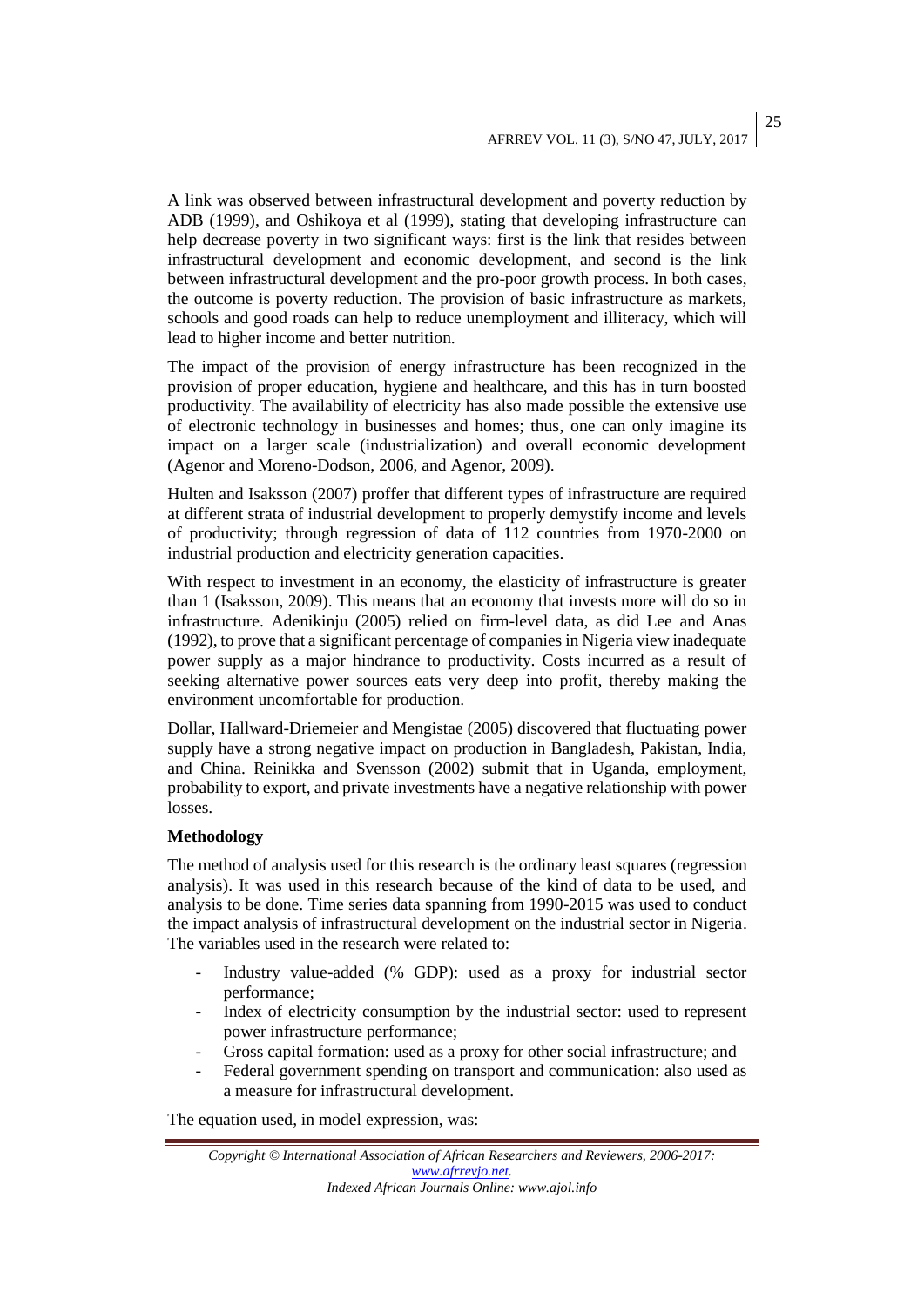A link was observed between infrastructural development and poverty reduction by ADB (1999), and Oshikoya et al (1999), stating that developing infrastructure can help decrease poverty in two significant ways: first is the link that resides between infrastructural development and economic development, and second is the link between infrastructural development and the pro-poor growth process. In both cases, the outcome is poverty reduction. The provision of basic infrastructure as markets, schools and good roads can help to reduce unemployment and illiteracy, which will lead to higher income and better nutrition.

The impact of the provision of energy infrastructure has been recognized in the provision of proper education, hygiene and healthcare, and this has in turn boosted productivity. The availability of electricity has also made possible the extensive use of electronic technology in businesses and homes; thus, one can only imagine its impact on a larger scale (industrialization) and overall economic development (Agenor and Moreno-Dodson, 2006, and Agenor, 2009).

Hulten and Isaksson (2007) proffer that different types of infrastructure are required at different strata of industrial development to properly demystify income and levels of productivity; through regression of data of 112 countries from 1970-2000 on industrial production and electricity generation capacities.

With respect to investment in an economy, the elasticity of infrastructure is greater than 1 (Isaksson, 2009). This means that an economy that invests more will do so in infrastructure. Adenikinju (2005) relied on firm-level data, as did Lee and Anas (1992), to prove that a significant percentage of companies in Nigeria view inadequate power supply as a major hindrance to productivity. Costs incurred as a result of seeking alternative power sources eats very deep into profit, thereby making the environment uncomfortable for production.

Dollar, Hallward-Driemeier and Mengistae (2005) discovered that fluctuating power supply have a strong negative impact on production in Bangladesh, Pakistan, India, and China. Reinikka and Svensson (2002) submit that in Uganda, employment, probability to export, and private investments have a negative relationship with power losses.

**Methodology**

The method of analysis used for this research is the ordinary least squares (regression analysis). It was used in this research because of the kind of data to be used, and analysis to be done. Time series data spanning from 1990-2015 was used to conduct the impact analysis of infrastructural development on the industrial sector in Nigeria. The variables used in the research were related to:

- Industry value-added (% GDP): used as a proxy for industrial sector performance;
- Index of electricity consumption by the industrial sector: used to represent power infrastructure performance;
- Gross capital formation: used as a proxy for other social infrastructure; and
- Federal government spending on transport and communication: also used as a measure for infrastructural development.

The equation used, in model expression, was: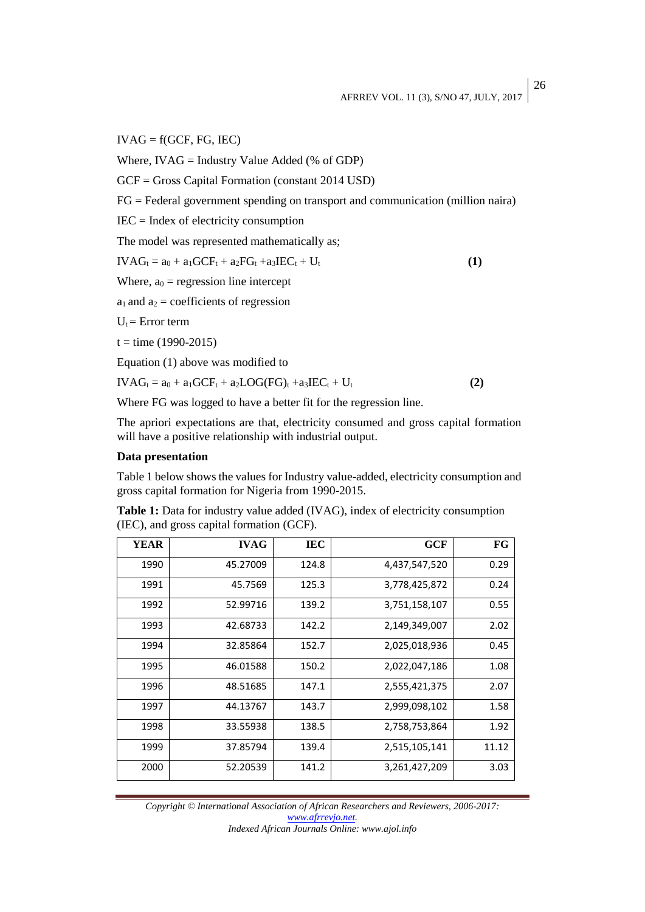IVAG = f(GCF, FG, IEC)

Where, IVAG = Industry Value Added (% of GDP)

GCF = Gross Capital Formation (constant 2014 USD)

FG = Federal government spending on transport and communication (million naira)

IEC = Index of electricity consumption

The model was represented mathematically as;

$$IVAG_t = a_0 + a_1GCF_t + a_2FG_t + a_3IEC_t + U_t \quad \textbf{(1)}$$

Where, $a_0$ = regression line intercept

$a_1$ and $a_2$ = coefficients of regression

$U_t$ = Error term

t = time (1990-2015)

Equation (1) above was modified to

$$IVAG_t = a_0 + a_1GCF_t + a_2LOG(FG)_t + a_3IEC_t + U_t \quad \textbf{(2)}$$

Where FG was logged to have a better fit for the regression line.

The apriori expectations are that, electricity consumed and gross capital formation will have a positive relationship with industrial output.

**Data presentation**

Table 1 below shows the values for Industry value-added, electricity consumption and gross capital formation for Nigeria from 1990-2015.

**Table 1:** Data for industry value added (IVAG), index of electricity consumption (IEC), and gross capital formation (GCF).

| YEAR | IVAG | IEC | GCF | FG |
|---|---|---|---|---|
| 1990 | 45.27009 | 124.8 | 4,437,547,520 | 0.29 |
| 1991 | 45.7569 | 125.3 | 3,778,425,872 | 0.24 |
| 1992 | 52.99716 | 139.2 | 3,751,158,107 | 0.55 |
| 1993 | 42.68733 | 142.2 | 2,149,349,007 | 2.02 |
| 1994 | 32.85864 | 152.7 | 2,025,018,936 | 0.45 |
| 1995 | 46.01588 | 150.2 | 2,022,047,186 | 1.08 |
| 1996 | 48.51685 | 147.1 | 2,555,421,375 | 2.07 |
| 1997 | 44.13767 | 143.7 | 2,999,098,102 | 1.58 |
| 1998 | 33.55938 | 138.5 | 2,758,753,864 | 1.92 |
| 1999 | 37.85794 | 139.4 | 2,515,105,141 | 11.12 |
| 2000 | 52.20539 | 141.2 | 3,261,427,209 | 3.03 |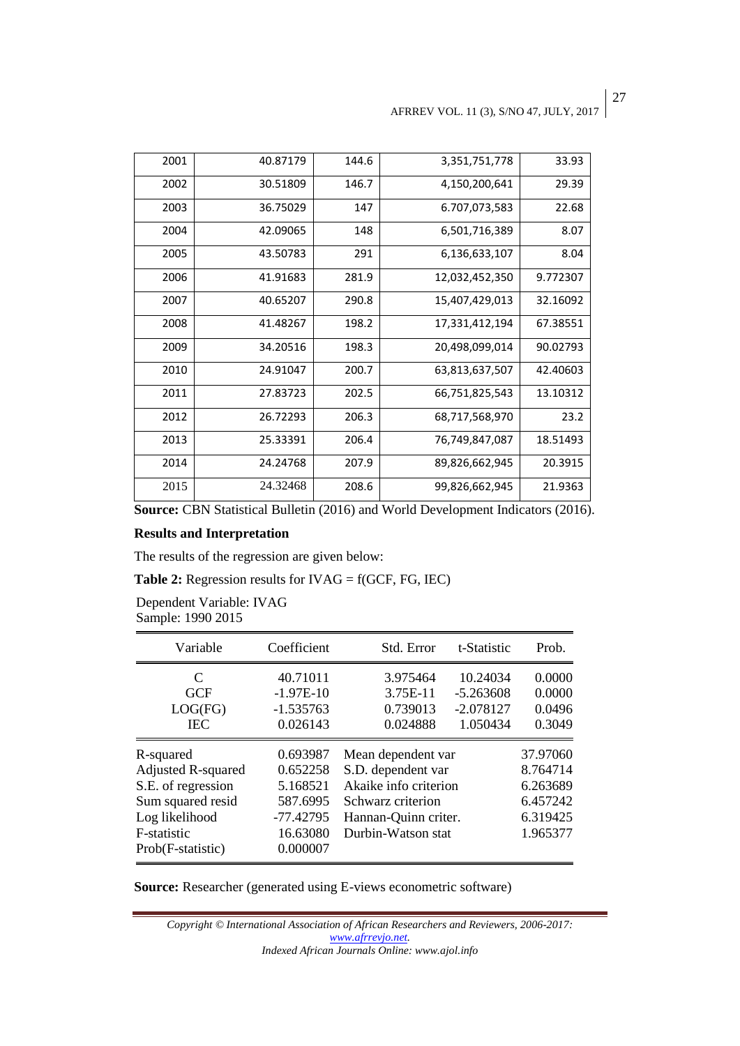| | | | | |
|---|---|---|---|---|
| 2001 | 40.87179 | 144.6 | 3,351,751,778 | 33.93 |
| 2002 | 30.51809 | 146.7 | 4,150,200,641 | 29.39 |
| 2003 | 36.75029 | 147 | 6.707,073,583 | 22.68 |
| 2004 | 42.09065 | 148 | 6,501,716,389 | 8.07 |
| 2005 | 43.50783 | 291 | 6,136,633,107 | 8.04 |
| 2006 | 41.91683 | 281.9 | 12,032,452,350 | 9.772307 |
| 2007 | 40.65207 | 290.8 | 15,407,429,013 | 32.16092 |
| 2008 | 41.48267 | 198.2 | 17,331,412,194 | 67.38551 |
| 2009 | 34.20516 | 198.3 | 20,498,099,014 | 90.02793 |
| 2010 | 24.91047 | 200.7 | 63,813,637,507 | 42.40603 |
| 2011 | 27.83723 | 202.5 | 66,751,825,543 | 13.10312 |
| 2012 | 26.72293 | 206.3 | 68,717,568,970 | 23.2 |
| 2013 | 25.33391 | 206.4 | 76,749,847,087 | 18.51493 |
| 2014 | 24.24768 | 207.9 | 89,826,662,945 | 20.3915 |
| 2015 | 24.32468 | 208.6 | 99,826,662,945 | 21.9363 |

**Source:** CBN Statistical Bulletin (2016) and World Development Indicators (2016).

**Results and Interpretation**

The results of the regression are given below:

**Table 2:** Regression results for IVAG = f(GCF, FG, IEC)

Dependent Variable: IVAG
Sample: 1990 2015

| Variable | Coefficient | Std. Error | t-Statistic | Prob. |
|---|---|---|---|---|
| C | 40.71011 | 3.975464 | 10.24034 | 0.0000 |
| GCF | -1.97E-10 | 3.75E-11 | -5.263608 | 0.0000 |
| LOG(FG) | -1.535763 | 0.739013 | -2.078127 | 0.0496 |
| IEC | 0.026143 | 0.024888 | 1.050434 | 0.3049 |

| | | | |
|---|---|---|---|
| R-squared | 0.693987 | Mean dependent var | 37.97060 |
| Adjusted R-squared | 0.652258 | S.D. dependent var | 8.764714 |
| S.E. of regression | 5.168521 | Akaike info criterion | 6.263689 |
| Sum squared resid | 587.6995 | Schwarz criterion | 6.457242 |
| Log likelihood | -77.42795 | Hannan-Quinn criter. | 6.319425 |
| F-statistic | 16.63080 | Durbin-Watson stat | 1.965377 |
| Prob(F-statistic) | 0.000007 | | |

**Source:** Researcher (generated using E-views econometric software)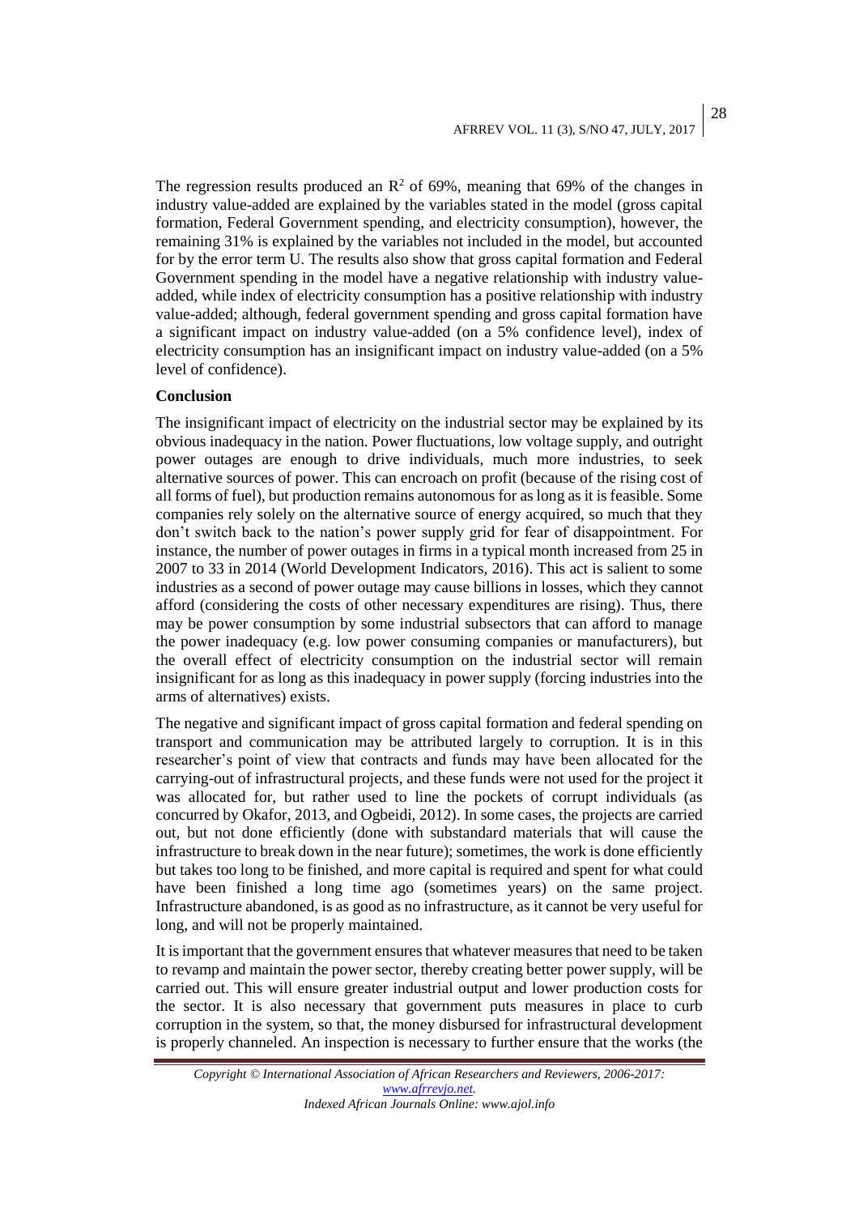The regression results produced an $R^2$ of 69%, meaning that 69% of the changes in industry value-added are explained by the variables stated in the model (gross capital formation, Federal Government spending, and electricity consumption), however, the remaining 31% is explained by the variables not included in the model, but accounted for by the error term U. The results also show that gross capital formation and Federal Government spending in the model have a negative relationship with industry value-added, while index of electricity consumption has a positive relationship with industry value-added; although, federal government spending and gross capital formation have a significant impact on industry value-added (on a 5% confidence level), index of electricity consumption has an insignificant impact on industry value-added (on a 5% level of confidence).

**Conclusion**

The insignificant impact of electricity on the industrial sector may be explained by its obvious inadequacy in the nation. Power fluctuations, low voltage supply, and outright power outages are enough to drive individuals, much more industries, to seek alternative sources of power. This can encroach on profit (because of the rising cost of all forms of fuel), but production remains autonomous for as long as it is feasible. Some companies rely solely on the alternative source of energy acquired, so much that they don't switch back to the nation's power supply grid for fear of disappointment. For instance, the number of power outages in firms in a typical month increased from 25 in 2007 to 33 in 2014 (World Development Indicators, 2016). This act is salient to some industries as a second of power outage may cause billions in losses, which they cannot afford (considering the costs of other necessary expenditures are rising). Thus, there may be power consumption by some industrial subsectors that can afford to manage the power inadequacy (e.g. low power consuming companies or manufacturers), but the overall effect of electricity consumption on the industrial sector will remain insignificant for as long as this inadequacy in power supply (forcing industries into the arms of alternatives) exists.

The negative and significant impact of gross capital formation and federal spending on transport and communication may be attributed largely to corruption. It is in this researcher's point of view that contracts and funds may have been allocated for the carrying-out of infrastructural projects, and these funds were not used for the project it was allocated for, but rather used to line the pockets of corrupt individuals (as concurred by Okafor, 2013, and Ogbeidi, 2012). In some cases, the projects are carried out, but not done efficiently (done with substandard materials that will cause the infrastructure to break down in the near future); sometimes, the work is done efficiently but takes too long to be finished, and more capital is required and spent for what could have been finished a long time ago (sometimes years) on the same project. Infrastructure abandoned, is as good as no infrastructure, as it cannot be very useful for long, and will not be properly maintained.

It is important that the government ensures that whatever measures that need to be taken to revamp and maintain the power sector, thereby creating better power supply, will be carried out. This will ensure greater industrial output and lower production costs for the sector. It is also necessary that government puts measures in place to curb corruption in the system, so that, the money disbursed for infrastructural development is properly channeled. An inspection is necessary to further ensure that the works (the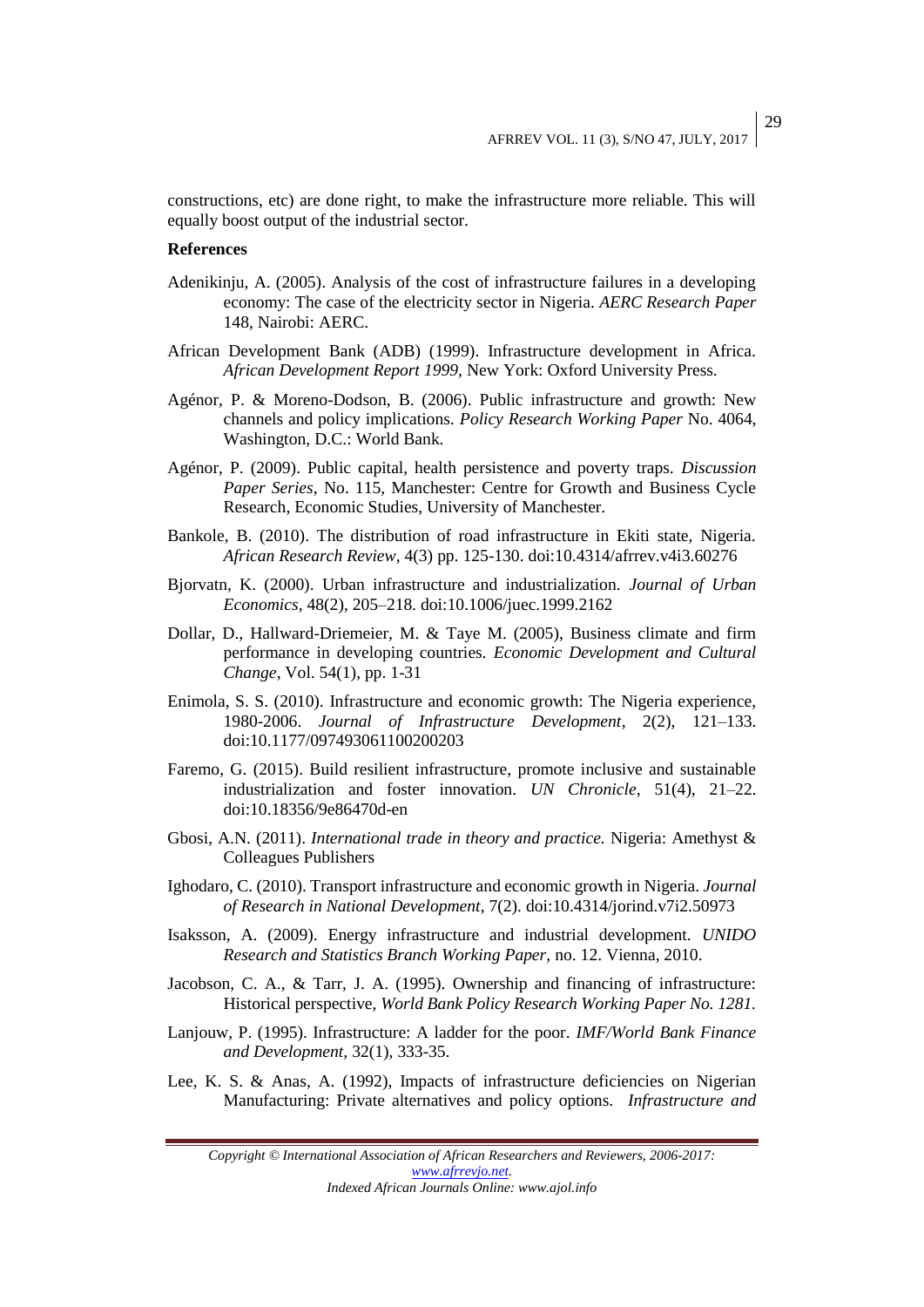constructions, etc) are done right, to make the infrastructure more reliable. This will equally boost output of the industrial sector.

**References**

Adenikinju, A. (2005). Analysis of the cost of infrastructure failures in a developing economy: The case of the electricity sector in Nigeria. *AERC Research Paper* 148, Nairobi: AERC.

African Development Bank (ADB) (1999). Infrastructure development in Africa. *African Development Report 1999*, New York: Oxford University Press.

Agénor, P. & Moreno-Dodson, B. (2006). Public infrastructure and growth: New channels and policy implications. *Policy Research Working Paper* No. 4064, Washington, D.C.: World Bank.

Agénor, P. (2009). Public capital, health persistence and poverty traps. *Discussion Paper Series*, No. 115, Manchester: Centre for Growth and Business Cycle Research, Economic Studies, University of Manchester.

Bankole, B. (2010). The distribution of road infrastructure in Ekiti state, Nigeria. *African Research Review*, 4(3) pp. 125-130. doi:10.4314/afrrev.v4i3.60276

Bjorvatn, K. (2000). Urban infrastructure and industrialization. *Journal of Urban Economics*, 48(2), 205–218. doi:10.1006/juec.1999.2162

Dollar, D., Hallward-Driemeier, M. & Taye M. (2005), Business climate and firm performance in developing countries. *Economic Development and Cultural Change*, Vol. 54(1), pp. 1-31

Enimola, S. S. (2010). Infrastructure and economic growth: The Nigeria experience, 1980-2006. *Journal of Infrastructure Development*, 2(2), 121–133. doi:10.1177/097493061100200203

Faremo, G. (2015). Build resilient infrastructure, promote inclusive and sustainable industrialization and foster innovation. *UN Chronicle*, 51(4), 21–22. doi:10.18356/9e86470d-en

Gbosi, A.N. (2011). *International trade in theory and practice.* Nigeria: Amethyst & Colleagues Publishers

Ighodaro, C. (2010). Transport infrastructure and economic growth in Nigeria. *Journal of Research in National Development*, 7(2). doi:10.4314/jorind.v7i2.50973

Isaksson, A. (2009). Energy infrastructure and industrial development. *UNIDO Research and Statistics Branch Working Paper*, no. 12. Vienna, 2010.

Jacobson, C. A., & Tarr, J. A. (1995). Ownership and financing of infrastructure: Historical perspective, *World Bank Policy Research Working Paper No. 1281.*

Lanjouw, P. (1995). Infrastructure: A ladder for the poor. *IMF/World Bank Finance and Development*, 32(1), 333-35.

Lee, K. S. & Anas, A. (1992), Impacts of infrastructure deficiencies on Nigerian Manufacturing: Private alternatives and policy options. *Infrastructure and*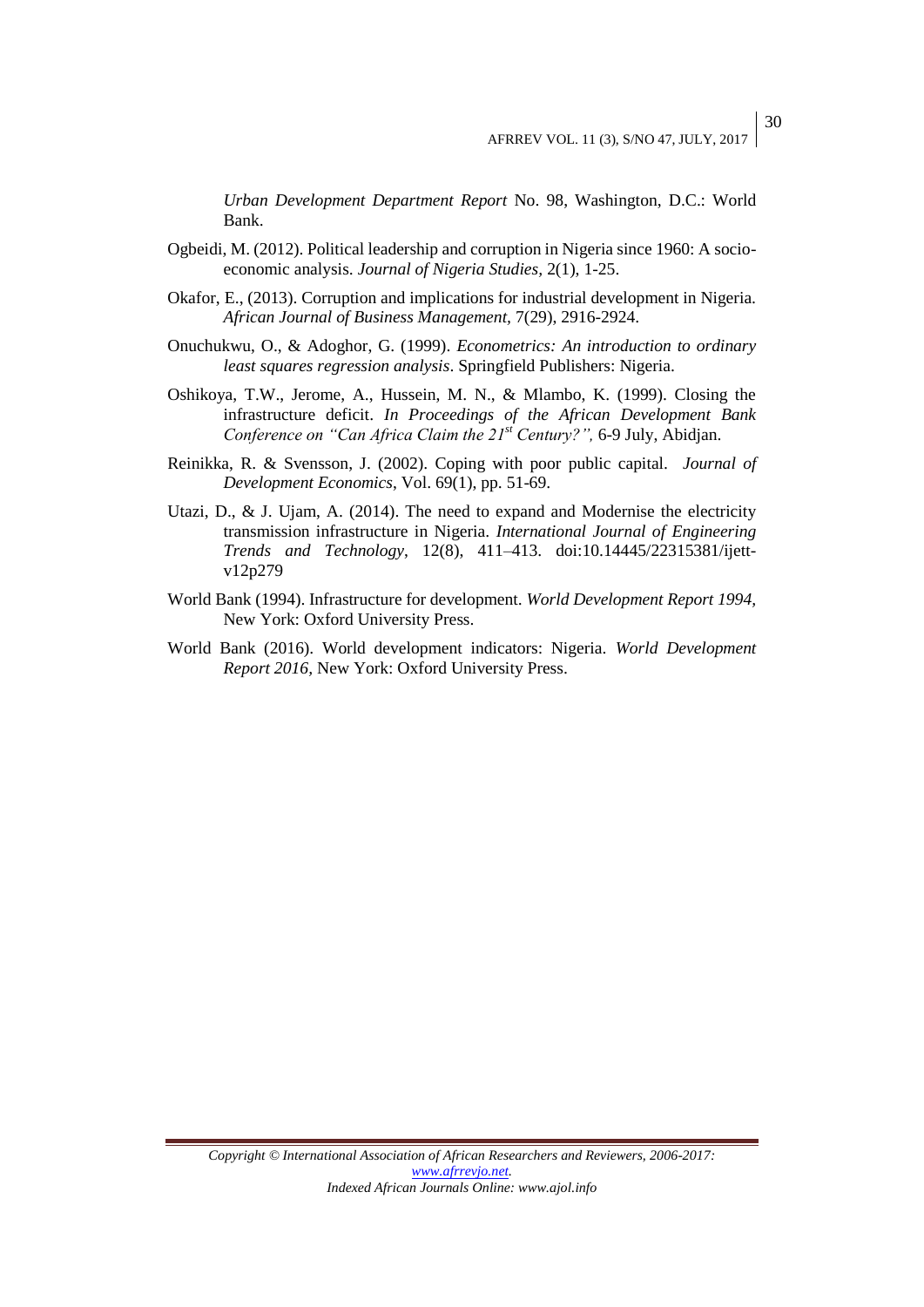*Urban Development Department Report* No. 98, Washington, D.C.: World Bank.

Ogbeidi, M. (2012). Political leadership and corruption in Nigeria since 1960: A socio-economic analysis. *Journal of Nigeria Studies,* 2(1), 1-25.

Okafor, E., (2013). Corruption and implications for industrial development in Nigeria. *African Journal of Business Management*, 7(29), 2916-2924.

Onuchukwu, O., & Adoghor, G. (1999). *Econometrics: An introduction to ordinary least squares regression analysis*. Springfield Publishers: Nigeria.

Oshikoya, T.W., Jerome, A., Hussein, M. N., & Mlambo, K. (1999). Closing the infrastructure deficit. *In Proceedings of the African Development Bank Conference on "Can Africa Claim the 21st Century?",* 6-9 July, Abidjan.

Reinikka, R. & Svensson, J. (2002). Coping with poor public capital. *Journal of Development Economics*, Vol. 69(1), pp. 51-69.

Utazi, D., & J. Ujam, A. (2014). The need to expand and Modernise the electricity transmission infrastructure in Nigeria. *International Journal of Engineering Trends and Technology*, 12(8), 411–413. doi:10.14445/22315381/ijett-v12p279

World Bank (1994). Infrastructure for development. *World Development Report 1994,* New York: Oxford University Press.

World Bank (2016). World development indicators: Nigeria. *World Development Report 2016,* New York: Oxford University Press.